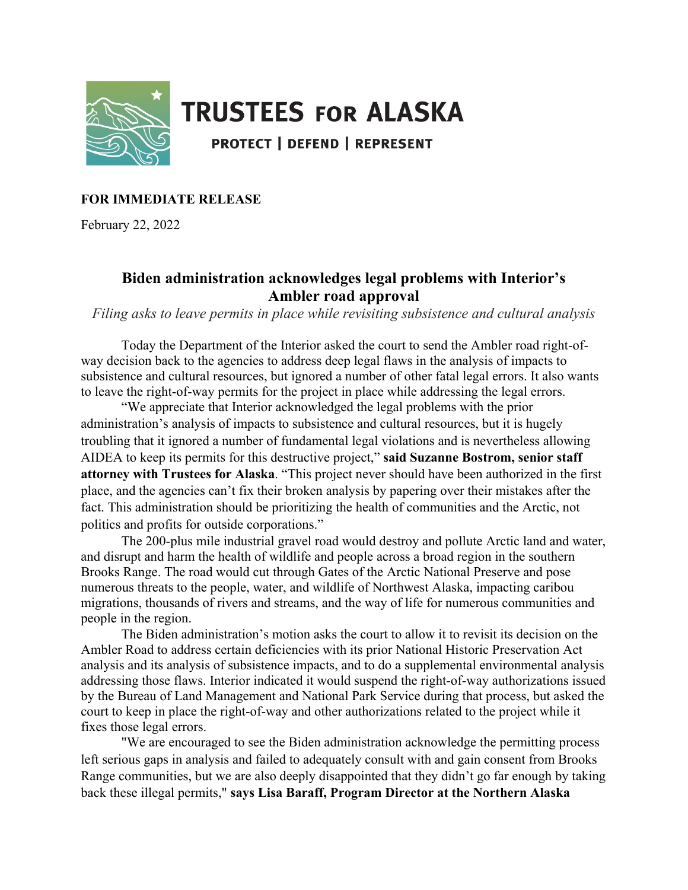**TRUSTEES FOR ALASKA**

**PROTECT | DEFEND | REPRESENT**

**FOR IMMEDIATE RELEASE**

February 22, 2022

## Biden administration acknowledges legal problems with Interior's Ambler road approval

*Filing asks to leave permits in place while revisiting subsistence and cultural analysis*

Today the Department of the Interior asked the court to send the Ambler road right-of-way decision back to the agencies to address deep legal flaws in the analysis of impacts to subsistence and cultural resources, but ignored a number of other fatal legal errors. It also wants to leave the right-of-way permits for the project in place while addressing the legal errors.

"We appreciate that Interior acknowledged the legal problems with the prior administration's analysis of impacts to subsistence and cultural resources, but it is hugely troubling that it ignored a number of fundamental legal violations and is nevertheless allowing AIDEA to keep its permits for this destructive project," **said Suzanne Bostrom, senior staff attorney with Trustees for Alaska**. "This project never should have been authorized in the first place, and the agencies can't fix their broken analysis by papering over their mistakes after the fact. This administration should be prioritizing the health of communities and the Arctic, not politics and profits for outside corporations."

The 200-plus mile industrial gravel road would destroy and pollute Arctic land and water, and disrupt and harm the health of wildlife and people across a broad region in the southern Brooks Range. The road would cut through Gates of the Arctic National Preserve and pose numerous threats to the people, water, and wildlife of Northwest Alaska, impacting caribou migrations, thousands of rivers and streams, and the way of life for numerous communities and people in the region.

The Biden administration's motion asks the court to allow it to revisit its decision on the Ambler Road to address certain deficiencies with its prior National Historic Preservation Act analysis and its analysis of subsistence impacts, and to do a supplemental environmental analysis addressing those flaws. Interior indicated it would suspend the right-of-way authorizations issued by the Bureau of Land Management and National Park Service during that process, but asked the court to keep in place the right-of-way and other authorizations related to the project while it fixes those legal errors.

"We are encouraged to see the Biden administration acknowledge the permitting process left serious gaps in analysis and failed to adequately consult with and gain consent from Brooks Range communities, but we are also deeply disappointed that they didn't go far enough by taking back these illegal permits," **says Lisa Baraff, Program Director at the Northern Alaska**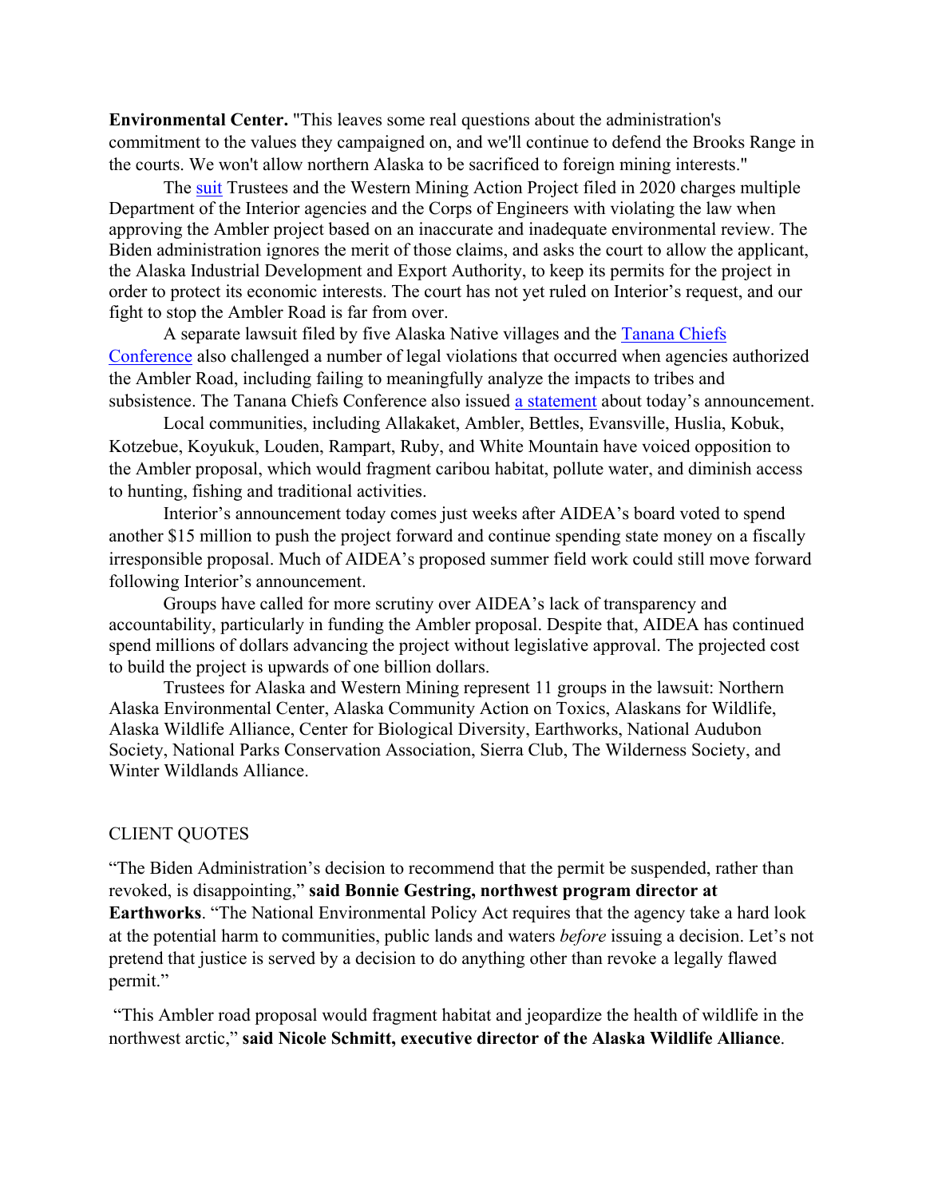**Environmental Center.** "This leaves some real questions about the administration's commitment to the values they campaigned on, and we'll continue to defend the Brooks Range in the courts. We won't allow northern Alaska to be sacrificed to foreign mining interests."

The suit Trustees and the Western Mining Action Project filed in 2020 charges multiple Department of the Interior agencies and the Corps of Engineers with violating the law when approving the Ambler project based on an inaccurate and inadequate environmental review. The Biden administration ignores the merit of those claims, and asks the court to allow the applicant, the Alaska Industrial Development and Export Authority, to keep its permits for the project in order to protect its economic interests. The court has not yet ruled on Interior's request, and our fight to stop the Ambler Road is far from over.

A separate lawsuit filed by five Alaska Native villages and the Tanana Chiefs Conference also challenged a number of legal violations that occurred when agencies authorized the Ambler Road, including failing to meaningfully analyze the impacts to tribes and subsistence. The Tanana Chiefs Conference also issued a statement about today's announcement.

Local communities, including Allakaket, Ambler, Bettles, Evansville, Huslia, Kobuk, Kotzebue, Koyukuk, Louden, Rampart, Ruby, and White Mountain have voiced opposition to the Ambler proposal, which would fragment caribou habitat, pollute water, and diminish access to hunting, fishing and traditional activities.

Interior's announcement today comes just weeks after AIDEA's board voted to spend another $15 million to push the project forward and continue spending state money on a fiscally irresponsible proposal. Much of AIDEA's proposed summer field work could still move forward following Interior's announcement.

Groups have called for more scrutiny over AIDEA's lack of transparency and accountability, particularly in funding the Ambler proposal. Despite that, AIDEA has continued spend millions of dollars advancing the project without legislative approval. The projected cost to build the project is upwards of one billion dollars.

Trustees for Alaska and Western Mining represent 11 groups in the lawsuit: Northern Alaska Environmental Center, Alaska Community Action on Toxics, Alaskans for Wildlife, Alaska Wildlife Alliance, Center for Biological Diversity, Earthworks, National Audubon Society, National Parks Conservation Association, Sierra Club, The Wilderness Society, and Winter Wildlands Alliance.

CLIENT QUOTES

"The Biden Administration's decision to recommend that the permit be suspended, rather than revoked, is disappointing," **said Bonnie Gestring, northwest program director at Earthworks**. "The National Environmental Policy Act requires that the agency take a hard look at the potential harm to communities, public lands and waters *before* issuing a decision. Let's not pretend that justice is served by a decision to do anything other than revoke a legally flawed permit."

"This Ambler road proposal would fragment habitat and jeopardize the health of wildlife in the northwest arctic," **said Nicole Schmitt, executive director of the Alaska Wildlife Alliance**.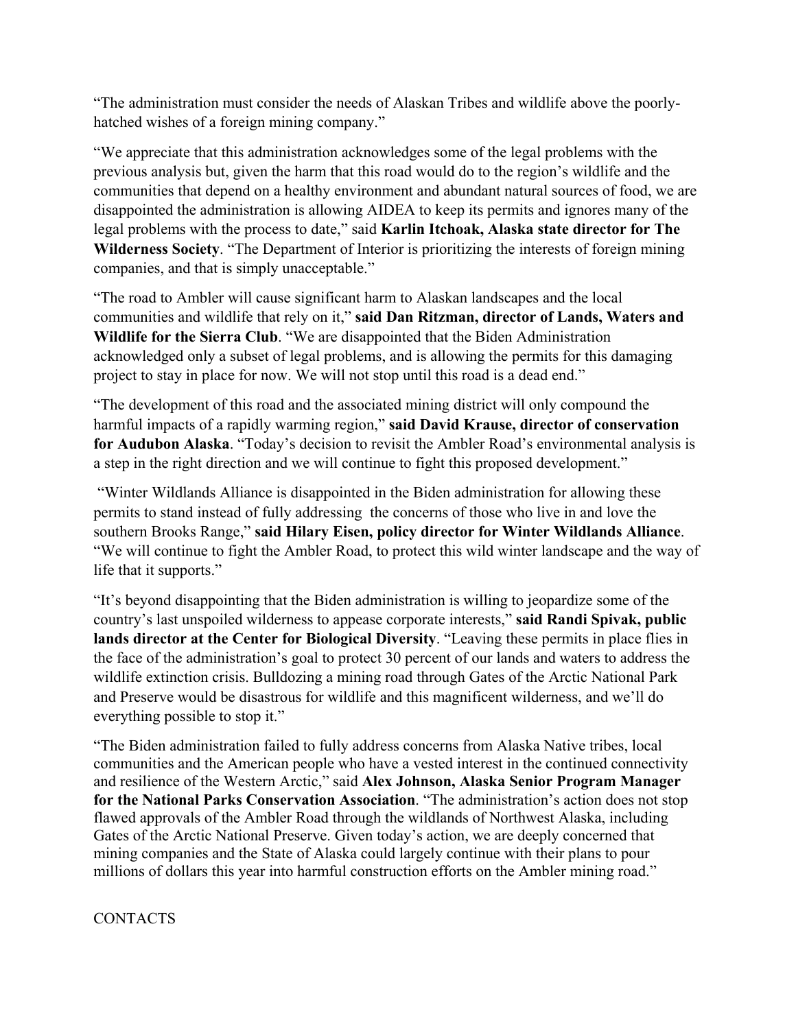"The administration must consider the needs of Alaskan Tribes and wildlife above the poorly-hatched wishes of a foreign mining company."

"We appreciate that this administration acknowledges some of the legal problems with the previous analysis but, given the harm that this road would do to the region's wildlife and the communities that depend on a healthy environment and abundant natural sources of food, we are disappointed the administration is allowing AIDEA to keep its permits and ignores many of the legal problems with the process to date," said **Karlin Itchoak, Alaska state director for The Wilderness Society**. "The Department of Interior is prioritizing the interests of foreign mining companies, and that is simply unacceptable."

"The road to Ambler will cause significant harm to Alaskan landscapes and the local communities and wildlife that rely on it," **said Dan Ritzman, director of Lands, Waters and Wildlife for the Sierra Club**. "We are disappointed that the Biden Administration acknowledged only a subset of legal problems, and is allowing the permits for this damaging project to stay in place for now. We will not stop until this road is a dead end."

"The development of this road and the associated mining district will only compound the harmful impacts of a rapidly warming region," **said David Krause, director of conservation for Audubon Alaska**. "Today's decision to revisit the Ambler Road's environmental analysis is a step in the right direction and we will continue to fight this proposed development."

"Winter Wildlands Alliance is disappointed in the Biden administration for allowing these permits to stand instead of fully addressing the concerns of those who live in and love the southern Brooks Range," **said Hilary Eisen, policy director for Winter Wildlands Alliance**. "We will continue to fight the Ambler Road, to protect this wild winter landscape and the way of life that it supports."

"It's beyond disappointing that the Biden administration is willing to jeopardize some of the country's last unspoiled wilderness to appease corporate interests," **said Randi Spivak, public lands director at the Center for Biological Diversity**. "Leaving these permits in place flies in the face of the administration's goal to protect 30 percent of our lands and waters to address the wildlife extinction crisis. Bulldozing a mining road through Gates of the Arctic National Park and Preserve would be disastrous for wildlife and this magnificent wilderness, and we'll do everything possible to stop it."

"The Biden administration failed to fully address concerns from Alaska Native tribes, local communities and the American people who have a vested interest in the continued connectivity and resilience of the Western Arctic," said **Alex Johnson, Alaska Senior Program Manager for the National Parks Conservation Association**. "The administration's action does not stop flawed approvals of the Ambler Road through the wildlands of Northwest Alaska, including Gates of the Arctic National Preserve. Given today's action, we are deeply concerned that mining companies and the State of Alaska could largely continue with their plans to pour millions of dollars this year into harmful construction efforts on the Ambler mining road."

CONTACTS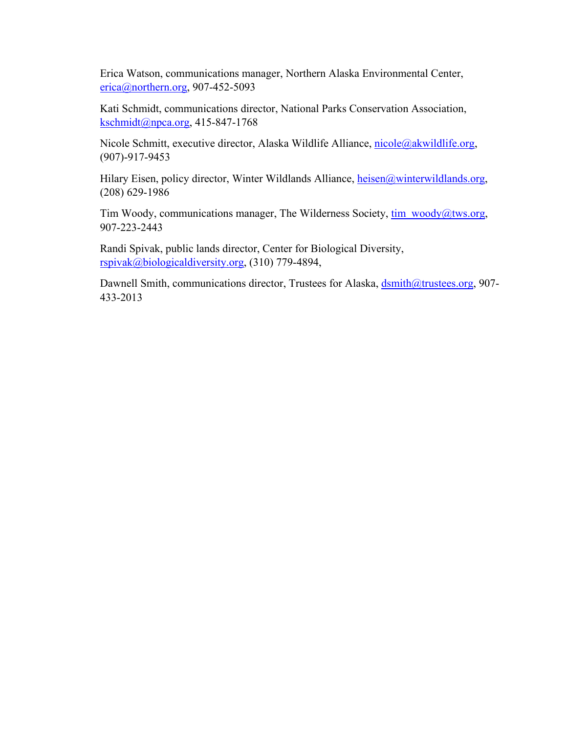Erica Watson, communications manager, Northern Alaska Environmental Center, erica@northern.org, 907-452-5093

Kati Schmidt, communications director, National Parks Conservation Association, kschmidt@npca.org, 415-847-1768

Nicole Schmitt, executive director, Alaska Wildlife Alliance, nicole@akwildlife.org, (907)-917-9453

Hilary Eisen, policy director, Winter Wildlands Alliance, heisen@winterwildlands.org, (208) 629-1986

Tim Woody, communications manager, The Wilderness Society, tim_woody@tws.org, 907-223-2443

Randi Spivak, public lands director, Center for Biological Diversity, rspivak@biologicaldiversity.org, (310) 779-4894,

Dawnell Smith, communications director, Trustees for Alaska, dsmith@trustees.org, 907-433-2013